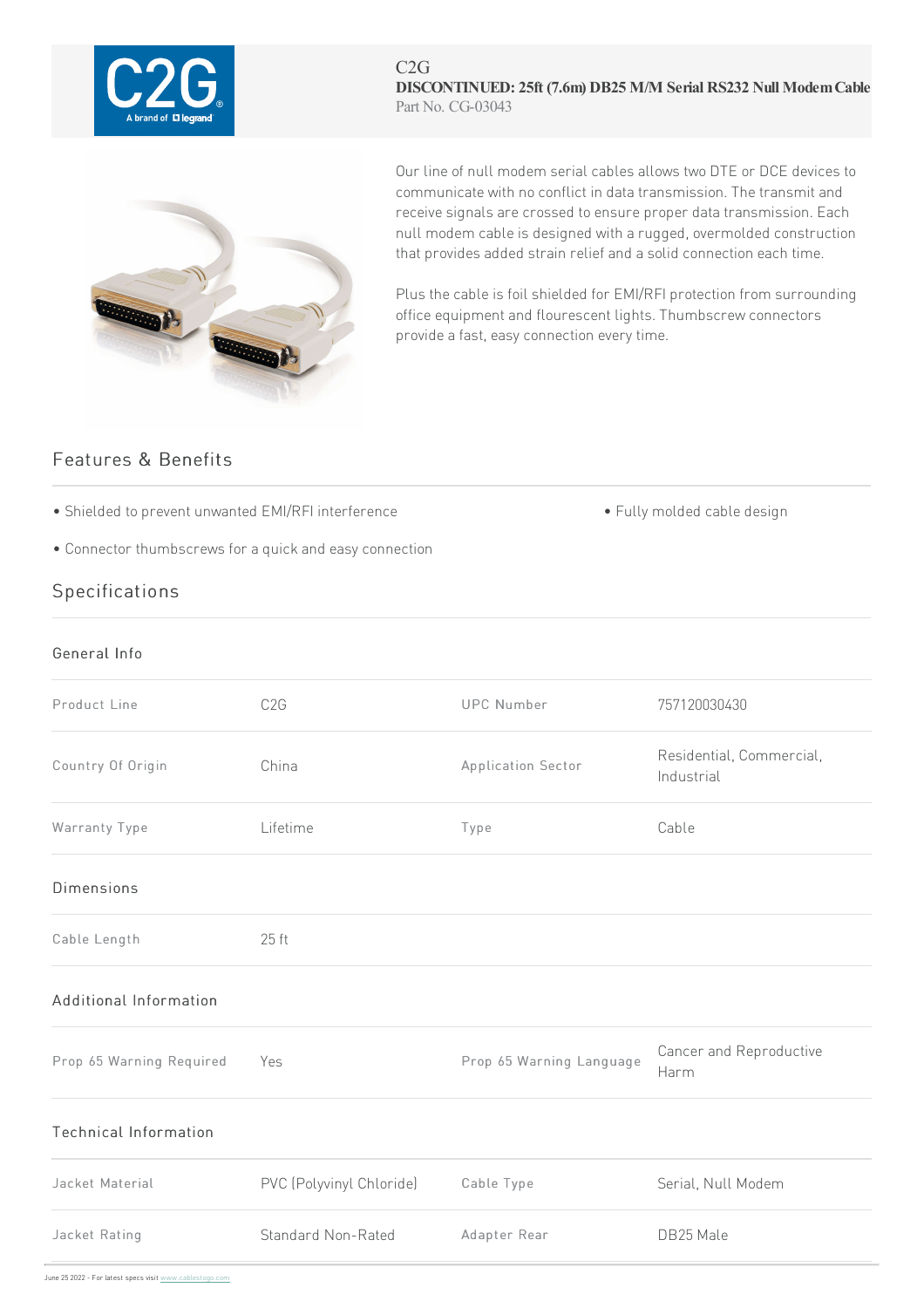C2G

# DISCONTINUED: 25ft (7.6m) DB25 M/M Serial RS232 Null Modem Cable

Part No. CG-03043

Our line of null modem serial cables allows two DTE or DCE devices to communicate with no conflict in data transmission. The transmit and receive signals are crossed to ensure proper data transmission. Each null modem cable is designed with a rugged, overmolded construction that provides added strain relief and a solid connection each time.

Plus the cable is foil shielded for EMI/RFI protection from surrounding office equipment and flourescent lights. Thumbscrew connectors provide a fast, easy connection every time.

## Features & Benefits

- Shielded to prevent unwanted EMI/RFI interference
- Fully molded cable design
- Connector thumbscrews for a quick and easy connection

## Specifications

### General Info

| | | | |
|---|---|---|---|
| Product Line | C2G | UPC Number | 757120030430 |
| Country Of Origin | China | Application Sector | Residential, Commercial, Industrial |
| Warranty Type | Lifetime | Type | Cable |

### Dimensions

| | |
|---|---|
| Cable Length | 25 ft |

### Additional Information

| | | | |
|---|---|---|---|
| Prop 65 Warning Required | Yes | Prop 65 Warning Language | Cancer and Reproductive Harm |

### Technical Information

| | | | |
|---|---|---|---|
| Jacket Material | PVC (Polyvinyl Chloride) | Cable Type | Serial, Null Modem |
| Jacket Rating | Standard Non-Rated | Adapter Rear | DB25 Male |

June 25 2022 - For latest specs visit www.cablestogo.com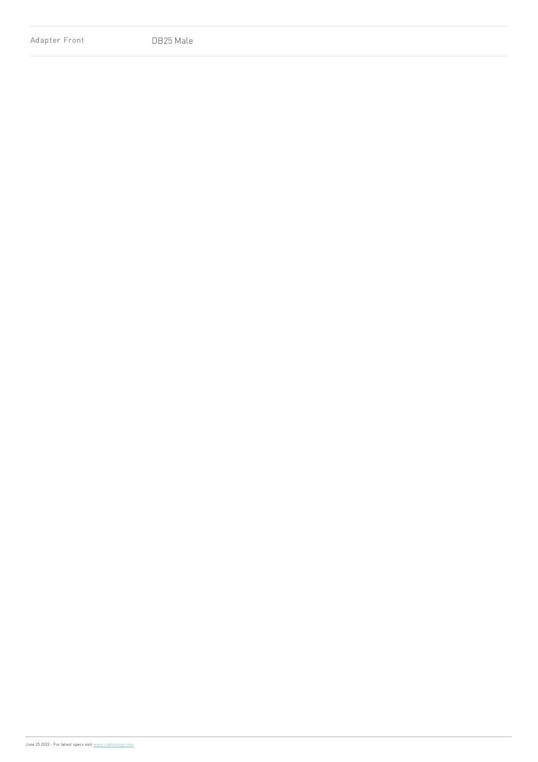| | |
|---|---|
| Adapter Front | DB25 Male |